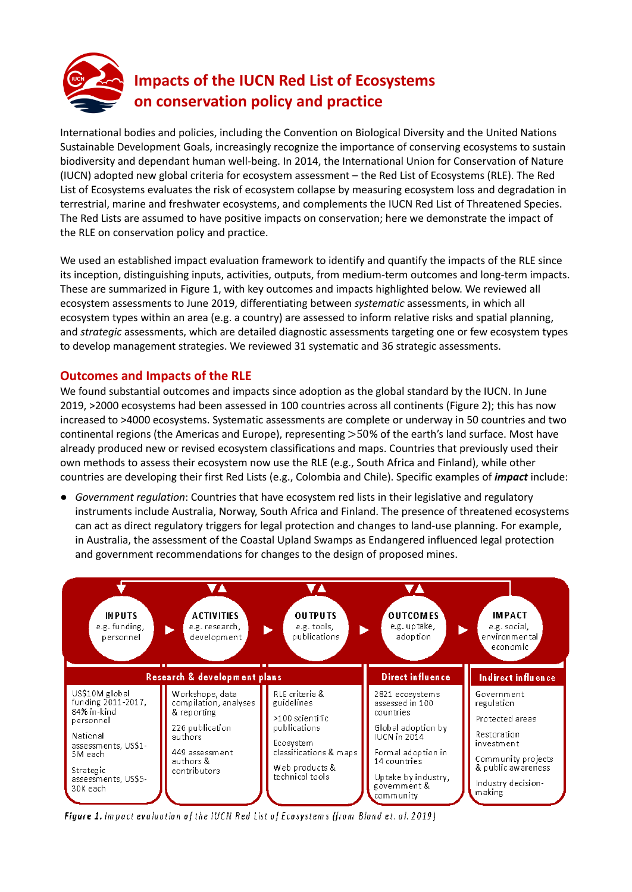# Impacts of the IUCN Red List of Ecosystems on conservation policy and practice

International bodies and policies, including the Convention on Biological Diversity and the United Nations Sustainable Development Goals, increasingly recognize the importance of conserving ecosystems to sustain biodiversity and dependant human well-being. In 2014, the International Union for Conservation of Nature (IUCN) adopted new global criteria for ecosystem assessment – the Red List of Ecosystems (RLE). The Red List of Ecosystems evaluates the risk of ecosystem collapse by measuring ecosystem loss and degradation in terrestrial, marine and freshwater ecosystems, and complements the IUCN Red List of Threatened Species. The Red Lists are assumed to have positive impacts on conservation; here we demonstrate the impact of the RLE on conservation policy and practice.

We used an established impact evaluation framework to identify and quantify the impacts of the RLE since its inception, distinguishing inputs, activities, outputs, from medium-term outcomes and long-term impacts. These are summarized in Figure 1, with key outcomes and impacts highlighted below. We reviewed all ecosystem assessments to June 2019, differentiating between *systematic* assessments, in which all ecosystem types within an area (e.g. a country) are assessed to inform relative risks and spatial planning, and *strategic* assessments, which are detailed diagnostic assessments targeting one or few ecosystem types to develop management strategies. We reviewed 31 systematic and 36 strategic assessments.

## Outcomes and Impacts of the RLE

We found substantial outcomes and impacts since adoption as the global standard by the IUCN. In June 2019, >2000 ecosystems had been assessed in 100 countries across all continents (Figure 2); this has now increased to >4000 ecosystems. Systematic assessments are complete or underway in 50 countries and two continental regions (the Americas and Europe), representing >50% of the earth's land surface. Most have already produced new or revised ecosystem classifications and maps. Countries that previously used their own methods to assess their ecosystem now use the RLE (e.g., South Africa and Finland), while other countries are developing their first Red Lists (e.g., Colombia and Chile). Specific examples of ***impact*** include:

- *Government regulation*: Countries that have ecosystem red lists in their legislative and regulatory instruments include Australia, Norway, South Africa and Finland. The presence of threatened ecosystems can act as direct regulatory triggers for legal protection and changes to land-use planning. For example, in Australia, the assessment of the Coastal Upland Swamps as Endangered influenced legal protection and government recommendations for changes to the design of proposed mines.

| INPUTS e.g. funding, personnel | ACTIVITIES e.g. research, development | OUTPUTS e.g. tools, publications | OUTCOMES e.g. uptake, adoption | IMPACT e.g. social, environmental economic |
|---|---|---|---|---|
| Research & development plans | | | Direct influence | Indirect influence |
| US$10M global funding 2011-2017, 84% in-kind personnel | Workshops, data compilation, analyses & reporting | RLE criteria & guidelines | 2821 ecosystems assessed in 100 countries | Government regulation |
| National assessments, US$1-5M each | 226 publication authors | >100 scientific publications | Global adoption by IUCN in 2014 | Protected areas |
| Strategic assessments, US$5-30K each | 449 assessment authors & contributors | Ecosystem classifications & maps | Formal adoption in 14 countries | Restoration investment |
| | | Web products & technical tools | Uptake by industry, government & community | Community projects & public awareness |
| | | | | Industry decision-making |

***Figure 1.*** *Impact evaluation of the IUCN Red List of Ecosystems (from Bland et. al. 2019)*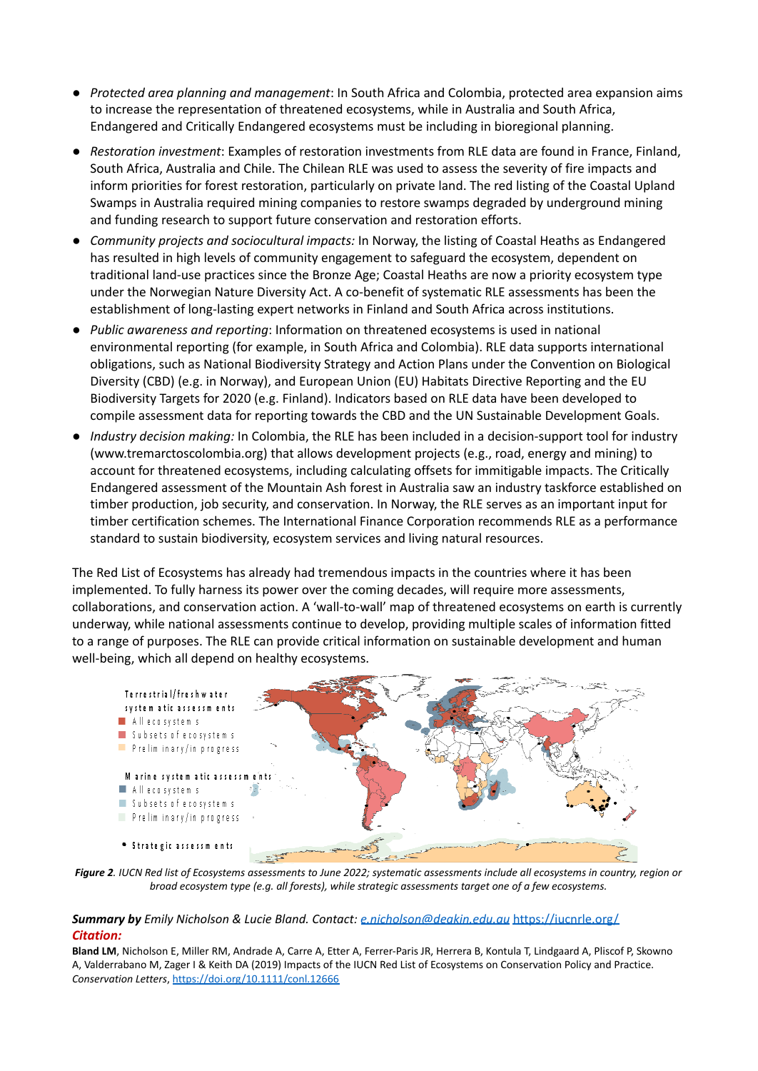- *Protected area planning and management*: In South Africa and Colombia, protected area expansion aims to increase the representation of threatened ecosystems, while in Australia and South Africa, Endangered and Critically Endangered ecosystems must be including in bioregional planning.
- *Restoration investment*: Examples of restoration investments from RLE data are found in France, Finland, South Africa, Australia and Chile. The Chilean RLE was used to assess the severity of fire impacts and inform priorities for forest restoration, particularly on private land. The red listing of the Coastal Upland Swamps in Australia required mining companies to restore swamps degraded by underground mining and funding research to support future conservation and restoration efforts.
- *Community projects and sociocultural impacts:* In Norway, the listing of Coastal Heaths as Endangered has resulted in high levels of community engagement to safeguard the ecosystem, dependent on traditional land-use practices since the Bronze Age; Coastal Heaths are now a priority ecosystem type under the Norwegian Nature Diversity Act. A co-benefit of systematic RLE assessments has been the establishment of long-lasting expert networks in Finland and South Africa across institutions.
- *Public awareness and reporting*: Information on threatened ecosystems is used in national environmental reporting (for example, in South Africa and Colombia). RLE data supports international obligations, such as National Biodiversity Strategy and Action Plans under the Convention on Biological Diversity (CBD) (e.g. in Norway), and European Union (EU) Habitats Directive Reporting and the EU Biodiversity Targets for 2020 (e.g. Finland). Indicators based on RLE data have been developed to compile assessment data for reporting towards the CBD and the UN Sustainable Development Goals.
- *Industry decision making:* In Colombia, the RLE has been included in a decision-support tool for industry (www.tremarctoscolombia.org) that allows development projects (e.g., road, energy and mining) to account for threatened ecosystems, including calculating offsets for immitigable impacts. The Critically Endangered assessment of the Mountain Ash forest in Australia saw an industry taskforce established on timber production, job security, and conservation. In Norway, the RLE serves as an important input for timber certification schemes. The International Finance Corporation recommends RLE as a performance standard to sustain biodiversity, ecosystem services and living natural resources.

The Red List of Ecosystems has already had tremendous impacts in the countries where it has been implemented. To fully harness its power over the coming decades, will require more assessments, collaborations, and conservation action. A 'wall-to-wall' map of threatened ecosystems on earth is currently underway, while national assessments continue to develop, providing multiple scales of information fitted to a range of purposes. The RLE can provide critical information on sustainable development and human well-being, which all depend on healthy ecosystems.

Terrestrial/freshwater systematic assessments
All ecosystems
Subsets of ecosystems
Preliminary/in progress

Marine systematic assessments
All ecosystems
Subsets of ecosystems
Preliminary/in progress

Strategic assessments

***Figure 2****. IUCN Red list of Ecosystems assessments to June 2022; systematic assessments include all ecosystems in country, region or broad ecosystem type (e.g. all forests), while strategic assessments target one of a few ecosystems.*

***Summary by*** *Emily Nicholson & Lucie Bland. Contact:* [e.nicholson@deakin.edu.au](mailto:e.nicholson@deakin.edu.au) [https://iucnrle.org/](https://iucnrle.org/)

***Citation:***

**Bland LM**, Nicholson E, Miller RM, Andrade A, Carre A, Etter A, Ferrer-Paris JR, Herrera B, Kontula T, Lindgaard A, Pliscof P, Skowno A, Valderrabano M, Zager I & Keith DA (2019) Impacts of the IUCN Red List of Ecosystems on Conservation Policy and Practice. *Conservation Letters*, [https://doi.org/10.1111/conl.12666](https://doi.org/10.1111/conl.12666)